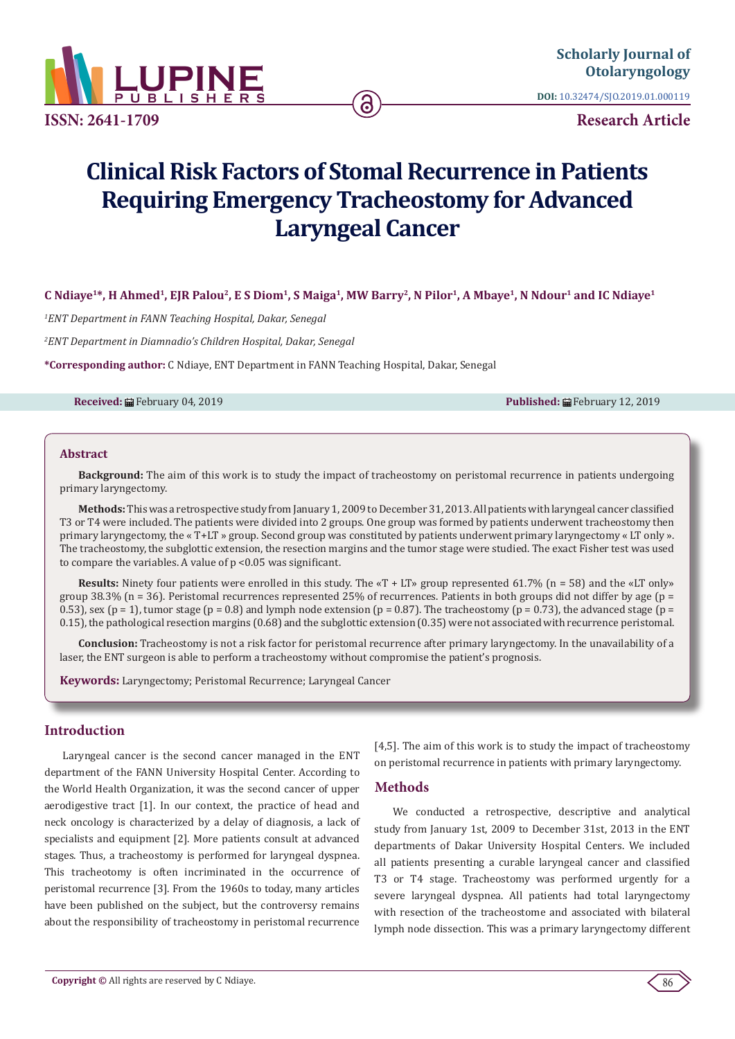Scholarly Journal of Otolaryngology

DOI: 10.32474/SJO.2019.01.000119

ISSN: 2641-1709

Research Article

# Clinical Risk Factors of Stomal Recurrence in Patients Requiring Emergency Tracheostomy for Advanced Laryngeal Cancer

**C Ndiaye[1]*, H Ahmed[1], EJR Palou[2], E S Diom[1], S Maiga[1], MW Barry[2], N Pilor[1], A Mbaye[1], N Ndour[1] and IC Ndiaye[1]**

*[1]ENT Department in FANN Teaching Hospital, Dakar, Senegal*

*[2]ENT Department in Diamnadio's Children Hospital, Dakar, Senegal*

***Corresponding author:** C Ndiaye, ENT Department in FANN Teaching Hospital, Dakar, Senegal

**Received:** February 04, 2019 **Published:** February 12, 2019

## Abstract

**Background:** The aim of this work is to study the impact of tracheostomy on peristomal recurrence in patients undergoing primary laryngectomy.

**Methods:** This was a retrospective study from January 1, 2009 to December 31, 2013. All patients with laryngeal cancer classified T3 or T4 were included. The patients were divided into 2 groups. One group was formed by patients underwent tracheostomy then primary laryngectomy, the « T+LT » group. Second group was constituted by patients underwent primary laryngectomy « LT only ». The tracheostomy, the subglottic extension, the resection margins and the tumor stage were studied. The exact Fisher test was used to compare the variables. A value of $p < 0.05$ was significant.

**Results:** Ninety four patients were enrolled in this study. The «T + LT» group represented 61.7% (n = 58) and the «LT only» group 38.3% (n = 36). Peristomal recurrences represented 25% of recurrences. Patients in both groups did not differ by age (p = 0.53), sex (p = 1), tumor stage (p = 0.8) and lymph node extension (p = 0.87). The tracheostomy (p = 0.73), the advanced stage (p = 0.15), the pathological resection margins (0.68) and the subglottic extension (0.35) were not associated with recurrence peristomal.

**Conclusion:** Tracheostomy is not a risk factor for peristomal recurrence after primary laryngectomy. In the unavailability of a laser, the ENT surgeon is able to perform a tracheostomy without compromise the patient's prognosis.

**Keywords:** Laryngectomy; Peristomal Recurrence; Laryngeal Cancer

## Introduction

Laryngeal cancer is the second cancer managed in the ENT department of the FANN University Hospital Center. According to the World Health Organization, it was the second cancer of upper aerodigestive tract [1]. In our context, the practice of head and neck oncology is characterized by a delay of diagnosis, a lack of specialists and equipment [2]. More patients consult at advanced stages. Thus, a tracheostomy is performed for laryngeal dyspnea. This tracheotomy is often incriminated in the occurrence of peristomal recurrence [3]. From the 1960s to today, many articles have been published on the subject, but the controversy remains about the responsibility of tracheostomy in peristomal recurrence [4,5]. The aim of this work is to study the impact of tracheostomy on peristomal recurrence in patients with primary laryngectomy.

## Methods

We conducted a retrospective, descriptive and analytical study from January 1st, 2009 to December 31st, 2013 in the ENT departments of Dakar University Hospital Centers. We included all patients presenting a curable laryngeal cancer and classified T3 or T4 stage. Tracheostomy was performed urgently for a severe laryngeal dyspnea. All patients had total laryngectomy with resection of the tracheostome and associated with bilateral lymph node dissection. This was a primary laryngectomy different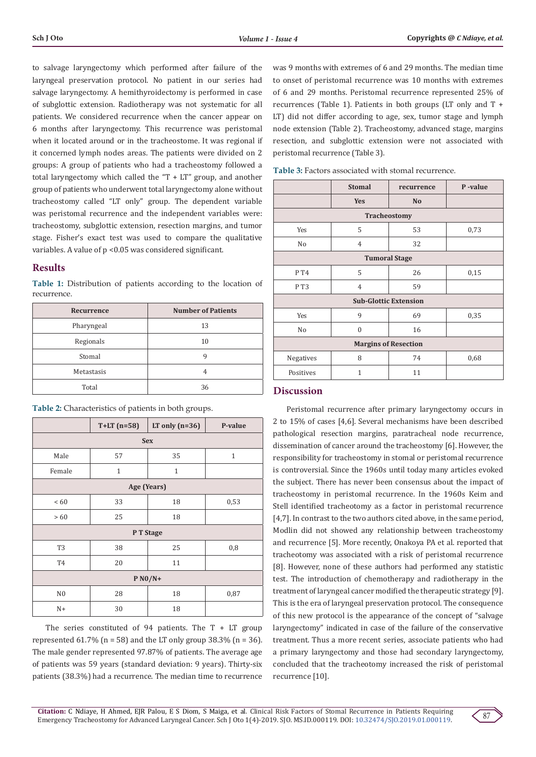to salvage laryngectomy which performed after failure of the laryngeal preservation protocol. No patient in our series had salvage laryngectomy. A hemithyroidectomy is performed in case of subglottic extension. Radiotherapy was not systematic for all patients. We considered recurrence when the cancer appear on 6 months after laryngectomy. This recurrence was peristomal when it located around or in the tracheostome. It was regional if it concerned lymph nodes areas. The patients were divided on 2 groups: A group of patients who had a tracheostomy followed a total laryngectomy which called the "T + LT" group, and another group of patients who underwent total laryngectomy alone without tracheostomy called "LT only" group. The dependent variable was peristomal recurrence and the independent variables were: tracheostomy, subglottic extension, resection margins, and tumor stage. Fisher's exact test was used to compare the qualitative variables. A value of $p < 0.05$ was considered significant.

## Results

**Table 1:** Distribution of patients according to the location of recurrence.

| Recurrence | Number of Patients |
|---|---|
| Pharyngeal | 13 |
| Regionals | 10 |
| Stomal | 9 |
| Metastasis | 4 |
| Total | 36 |

**Table 2:** Characteristics of patients in both groups.

| | T+LT (n=58) | LT only (n=36) | P-value |
|---|---|---|---|
| **Sex** | | | |
| Male | 57 | 35 | 1 |
| Female | 1 | 1 | |
| **Age (Years)** | | | |
| < 60 | 33 | 18 | 0,53 |
| > 60 | 25 | 18 | |
| **P T Stage** | | | |
| T3 | 38 | 25 | 0,8 |
| T4 | 20 | 11 | |
| **P N0/N+** | | | |
| N0 | 28 | 18 | 0,87 |
| N+ | 30 | 18 | |

The series constituted of 94 patients. The T + LT group represented 61.7% (n = 58) and the LT only group 38.3% (n = 36). The male gender represented 97.87% of patients. The average age of patients was 59 years (standard deviation: 9 years). Thirty-six patients (38.3%) had a recurrence. The median time to recurrence was 9 months with extremes of 6 and 29 months. The median time to onset of peristomal recurrence was 10 months with extremes of 6 and 29 months. Peristomal recurrence represented 25% of recurrences (Table 1). Patients in both groups (LT only and T + LT) did not differ according to age, sex, tumor stage and lymph node extension (Table 2). Tracheostomy, advanced stage, margins resection, and subglottic extension were not associated with peristomal recurrence (Table 3).

**Table 3:** Factors associated with stomal recurrence.

| | Stomal | recurrence | P -value |
|---|---|---|---|
| | Yes | No | |
| **Tracheostomy** | | | |
| Yes | 5 | 53 | 0,73 |
| No | 4 | 32 | |
| **Tumoral Stage** | | | |
| P T4 | 5 | 26 | 0,15 |
| P T3 | 4 | 59 | |
| **Sub-Glottic Extension** | | | |
| Yes | 9 | 69 | 0,35 |
| No | 0 | 16 | |
| **Margins of Resection** | | | |
| Negatives | 8 | 74 | 0,68 |
| Positives | 1 | 11 | |

## Discussion

Peristomal recurrence after primary laryngectomy occurs in 2 to 15% of cases [4,6]. Several mechanisms have been described pathological resection margins, paratracheal node recurrence, dissemination of cancer around the tracheostomy [6]. However, the responsibility for tracheostomy in stomal or peristomal recurrence is controversial. Since the 1960s until today many articles evoked the subject. There has never been consensus about the impact of tracheostomy in peristomal recurrence. In the 1960s Keim and Stell identified tracheotomy as a factor in peristomal recurrence [4,7]. In contrast to the two authors cited above, in the same period, Modlin did not showed any relationship between tracheostomy and recurrence [5]. More recently, Onakoya PA et al. reported that tracheotomy was associated with a risk of peristomal recurrence [8]. However, none of these authors had performed any statistic test. The introduction of chemotherapy and radiotherapy in the treatment of laryngeal cancer modified the therapeutic strategy [9]. This is the era of laryngeal preservation protocol. The consequence of this new protocol is the appearance of the concept of "salvage laryngectomy" indicated in case of the failure of the conservative treatment. Thus a more recent series, associate patients who had a primary laryngectomy and those had secondary laryngectomy, concluded that the tracheotomy increased the risk of peristomal recurrence [10].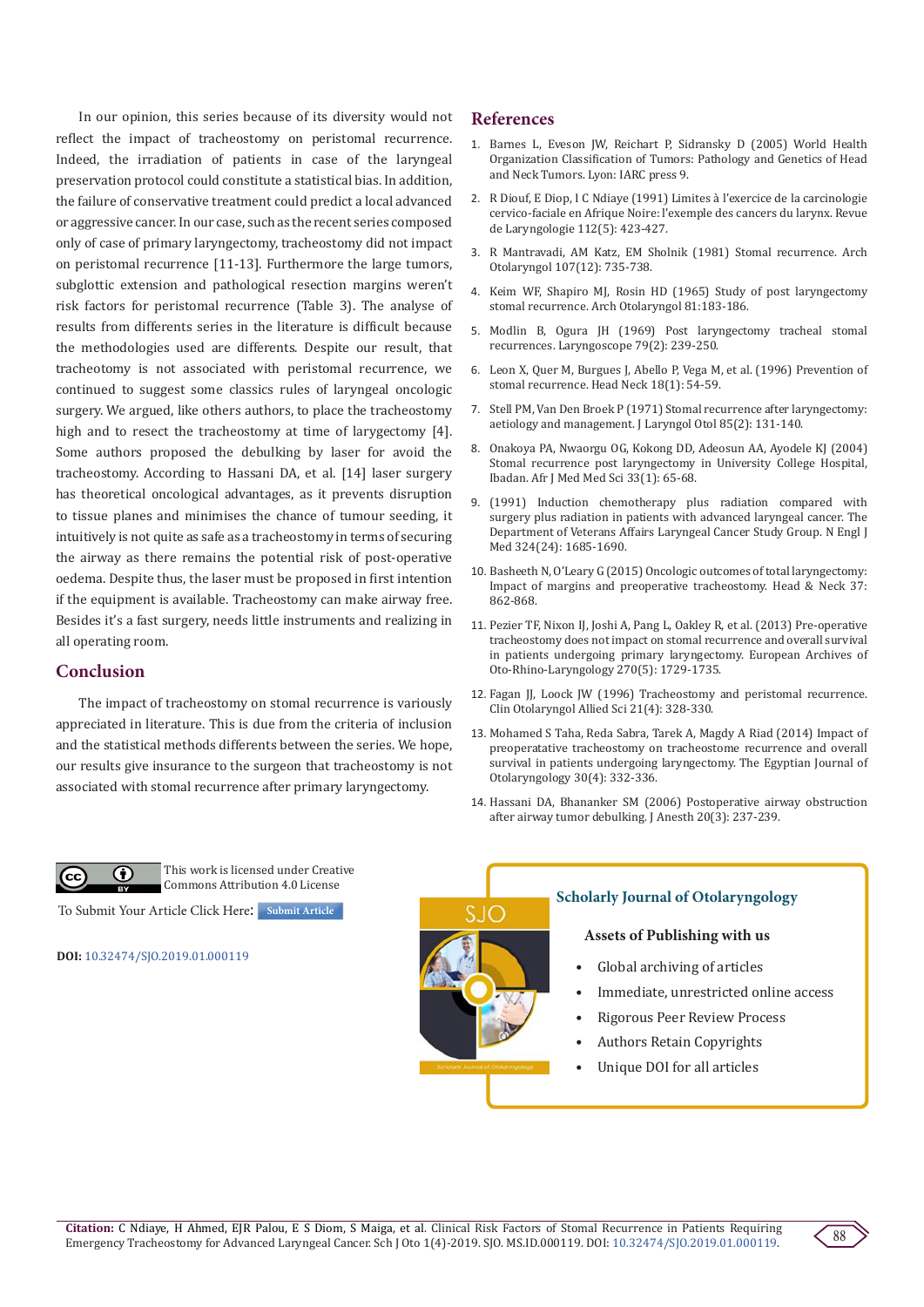In our opinion, this series because of its diversity would not reflect the impact of tracheostomy on peristomal recurrence. Indeed, the irradiation of patients in case of the laryngeal preservation protocol could constitute a statistical bias. In addition, the failure of conservative treatment could predict a local advanced or aggressive cancer. In our case, such as the recent series composed only of case of primary laryngectomy, tracheostomy did not impact on peristomal recurrence [11-13]. Furthermore the large tumors, subglottic extension and pathological resection margins weren't risk factors for peristomal recurrence (Table 3). The analyse of results from differents series in the literature is difficult because the methodologies used are differents. Despite our result, that tracheotomy is not associated with peristomal recurrence, we continued to suggest some classics rules of laryngeal oncologic surgery. We argued, like others authors, to place the tracheostomy high and to resect the tracheostomy at time of larygectomy [4]. Some authors proposed the debulking by laser for avoid the tracheostomy. According to Hassani DA, et al. [14] laser surgery has theoretical oncological advantages, as it prevents disruption to tissue planes and minimises the chance of tumour seeding, it intuitively is not quite as safe as a tracheostomy in terms of securing the airway as there remains the potential risk of post-operative oedema. Despite thus, the laser must be proposed in first intention if the equipment is available. Tracheostomy can make airway free. Besides it's a fast surgery, needs little instruments and realizing in all operating room.

## Conclusion

The impact of tracheostomy on stomal recurrence is variously appreciated in literature. This is due from the criteria of inclusion and the statistical methods differents between the series. We hope, our results give insurance to the surgeon that tracheostomy is not associated with stomal recurrence after primary laryngectomy.

## References

1. Barnes L, Eveson JW, Reichart P, Sidransky D (2005) World Health Organization Classification of Tumors: Pathology and Genetics of Head and Neck Tumors. Lyon: IARC press 9.
2. R Diouf, E Diop, I C Ndiaye (1991) Limites à l'exercice de la carcinologie cervico-faciale en Afrique Noire: l'exemple des cancers du larynx. Revue de Laryngologie 112(5): 423-427.
3. R Mantravadi, AM Katz, EM Sholnik (1981) Stomal recurrence. Arch Otolaryngol 107(12): 735-738.
4. Keim WF, Shapiro MJ, Rosin HD (1965) Study of post laryngectomy stomal recurrence. Arch Otolaryngol 81:183-186.
5. Modlin B, Ogura JH (1969) Post laryngectomy tracheal stomal recurrences. Laryngoscope 79(2): 239-250.
6. Leon X, Quer M, Burgues J, Abello P, Vega M, et al. (1996) Prevention of stomal recurrence. Head Neck 18(1): 54-59.
7. Stell PM, Van Den Broek P (1971) Stomal recurrence after laryngectomy: aetiology and management. J Laryngol Otol 85(2): 131-140.
8. Onakoya PA, Nwaorgu OG, Kokong DD, Adeosun AA, Ayodele KJ (2004) Stomal recurrence post laryngectomy in University College Hospital, Ibadan. Afr J Med Med Sci 33(1): 65-68.
9. (1991) Induction chemotherapy plus radiation compared with surgery plus radiation in patients with advanced laryngeal cancer. The Department of Veterans Affairs Laryngeal Cancer Study Group. N Engl J Med 324(24): 1685-1690.
10. Basheeth N, O'Leary G (2015) Oncologic outcomes of total laryngectomy: Impact of margins and preoperative tracheostomy. Head & Neck 37: 862-868.
11. Pezier TF, Nixon IJ, Joshi A, Pang L, Oakley R, et al. (2013) Pre-operative tracheostomy does not impact on stomal recurrence and overall survival in patients undergoing primary laryngectomy. European Archives of Oto-Rhino-Laryngology 270(5): 1729-1735.
12. Fagan JJ, Loock JW (1996) Tracheostomy and peristomal recurrence. Clin Otolaryngol Allied Sci 21(4): 328-330.
13. Mohamed S Taha, Reda Sabra, Tarek A, Magdy A Riad (2014) Impact of preoperative tracheostomy on tracheostome recurrence and overall survival in patients undergoing laryngectomy. The Egyptian Journal of Otolaryngology 30(4): 332-336.
14. Hassani DA, Bhananker SM (2006) Postoperative airway obstruction after airway tumor debulking. J Anesth 20(3): 237-239.

This work is licensed under Creative Commons Attribution 4.0 License

To Submit Your Article Click Here: Submit Article

**DOI:** 10.32474/SJO.2019.01.000119

**Scholarly Journal of Otolaryngology**

**Assets of Publishing with us**

- Global archiving of articles
- Immediate, unrestricted online access
- Rigorous Peer Review Process
- Authors Retain Copyrights
- Unique DOI for all articles

**Citation:** C Ndiaye, H Ahmed, EJR Palou, E S Diom, S Maiga, et al. Clinical Risk Factors of Stomal Recurrence in Patients Requiring Emergency Tracheostomy for Advanced Laryngeal Cancer. Sch J Oto 1(4)-2019. SJO. MS.ID.000119. DOI: 10.32474/SJO.2019.01.000119.